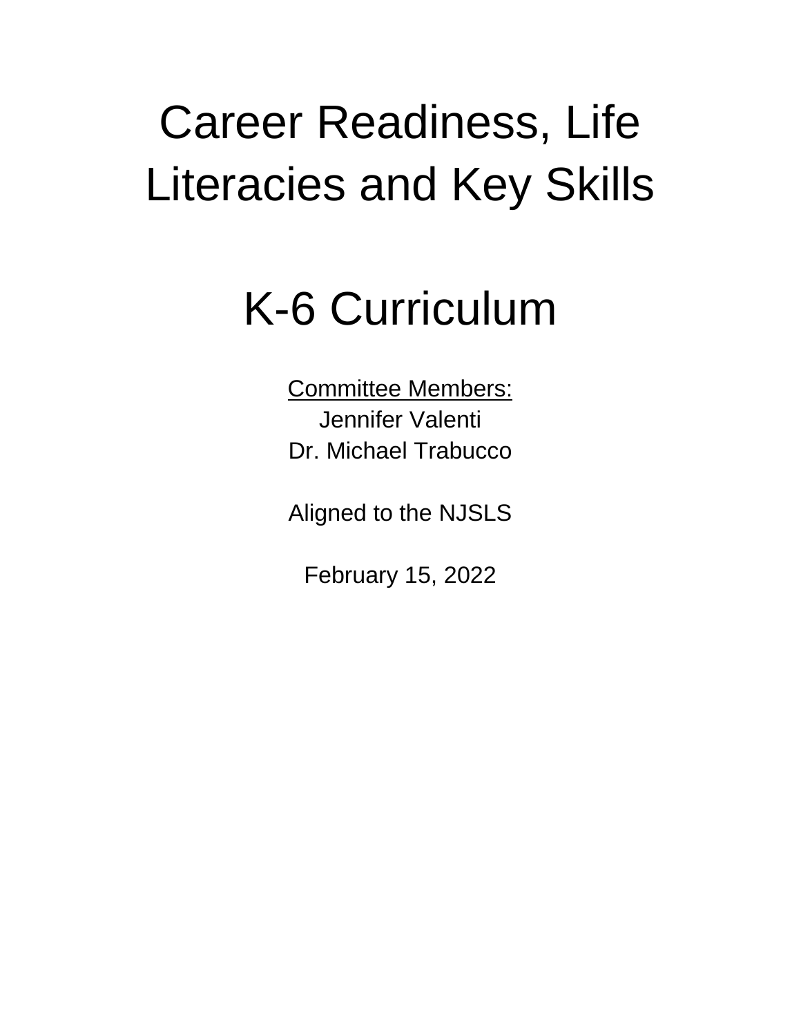# Career Readiness, Life Literacies and Key Skills

# K-6 Curriculum

Committee Members:
Jennifer Valenti
Dr. Michael Trabucco

Aligned to the NJSLS

February 15, 2022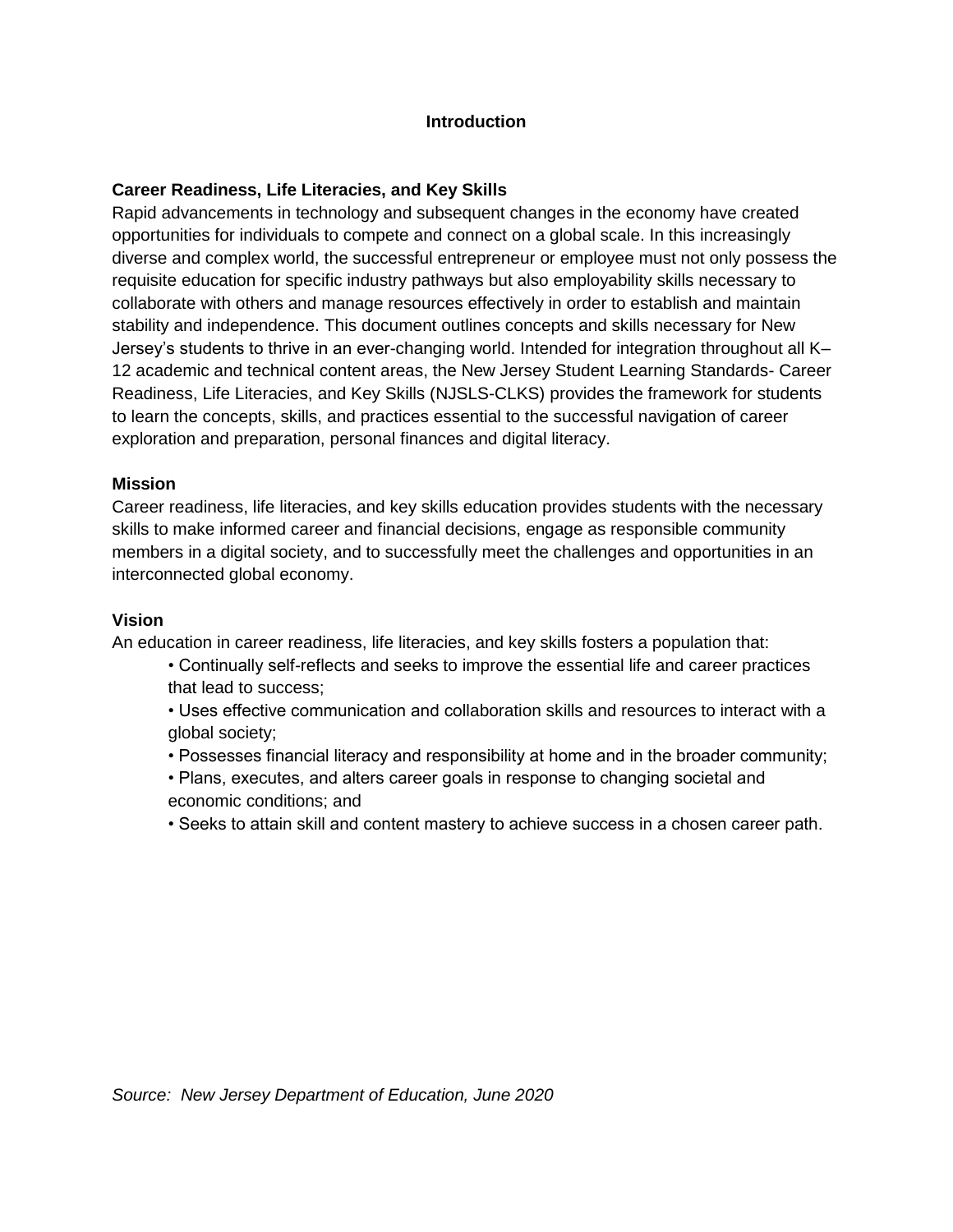# Introduction

## Career Readiness, Life Literacies, and Key Skills

Rapid advancements in technology and subsequent changes in the economy have created opportunities for individuals to compete and connect on a global scale. In this increasingly diverse and complex world, the successful entrepreneur or employee must not only possess the requisite education for specific industry pathways but also employability skills necessary to collaborate with others and manage resources effectively in order to establish and maintain stability and independence. This document outlines concepts and skills necessary for New Jersey's students to thrive in an ever-changing world. Intended for integration throughout all K–12 academic and technical content areas, the New Jersey Student Learning Standards- Career Readiness, Life Literacies, and Key Skills (NJSLS-CLKS) provides the framework for students to learn the concepts, skills, and practices essential to the successful navigation of career exploration and preparation, personal finances and digital literacy.

## Mission

Career readiness, life literacies, and key skills education provides students with the necessary skills to make informed career and financial decisions, engage as responsible community members in a digital society, and to successfully meet the challenges and opportunities in an interconnected global economy.

## Vision

An education in career readiness, life literacies, and key skills fosters a population that:

- Continually self-reflects and seeks to improve the essential life and career practices that lead to success;
- Uses effective communication and collaboration skills and resources to interact with a global society;
- Possesses financial literacy and responsibility at home and in the broader community;
- Plans, executes, and alters career goals in response to changing societal and economic conditions; and
- Seeks to attain skill and content mastery to achieve success in a chosen career path.

*Source: New Jersey Department of Education, June 2020*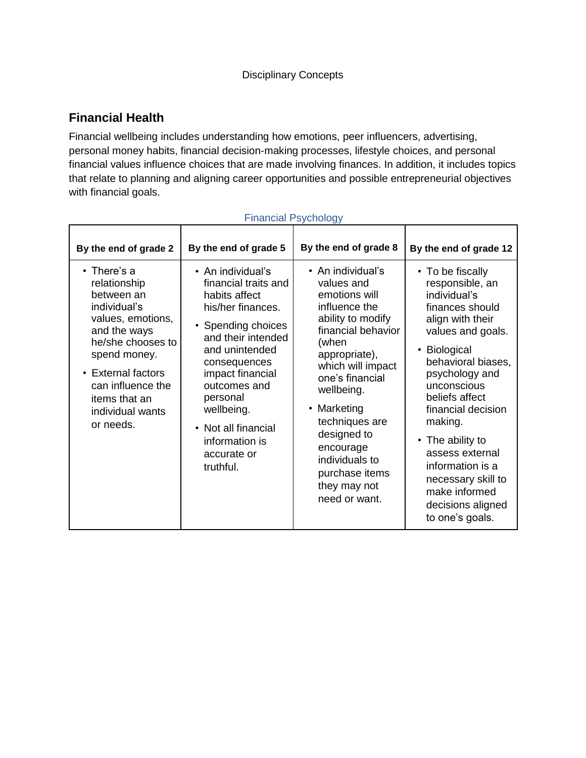Disciplinary Concepts

## Financial Health

Financial wellbeing includes understanding how emotions, peer influencers, advertising, personal money habits, financial decision-making processes, lifestyle choices, and personal financial values influence choices that are made involving finances. In addition, it includes topics that relate to planning and aligning career opportunities and possible entrepreneurial objectives with financial goals.

### Financial Psychology

| By the end of grade 2 | By the end of grade 5 | By the end of grade 8 | By the end of grade 12 |
|---|---|---|---|
| • There's a relationship between an individual's values, emotions, and the ways he/she chooses to spend money.<br>• External factors can influence the items that an individual wants or needs. | • An individual's financial traits and habits affect his/her finances.<br>• Spending choices and their intended and unintended consequences impact financial outcomes and personal wellbeing.<br>• Not all financial information is accurate or truthful. | • An individual's values and emotions will influence the ability to modify financial behavior (when appropriate), which will impact one's financial wellbeing.<br>• Marketing techniques are designed to encourage individuals to purchase items they may not need or want. | • To be fiscally responsible, an individual's finances should align with their values and goals.<br>• Biological behavioral biases, psychology and unconscious beliefs affect financial decision making.<br>• The ability to assess external information is a necessary skill to make informed decisions aligned to one's goals. |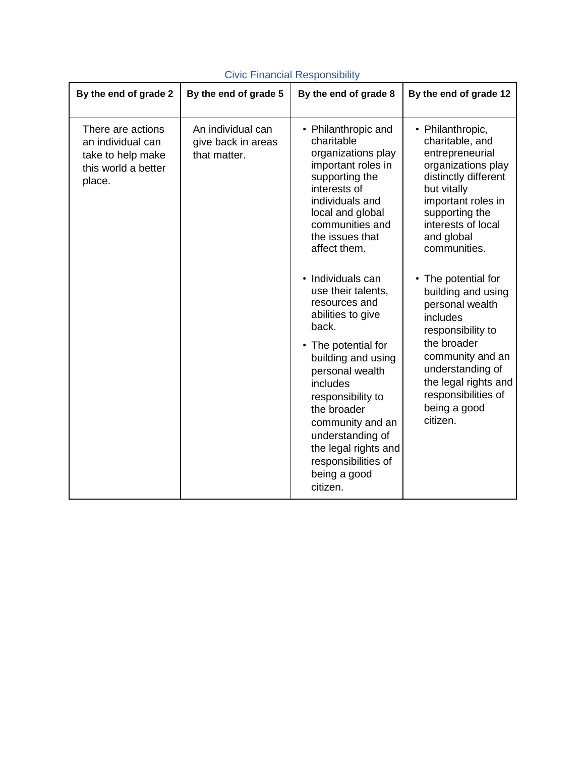Civic Financial Responsibility

| By the end of grade 2 | By the end of grade 5 | By the end of grade 8 | By the end of grade 12 |
|---|---|---|---|
| There are actions an individual can take to help make this world a better place. | An individual can give back in areas that matter. | • Philanthropic and charitable organizations play important roles in supporting the interests of individuals and local and global communities and the issues that affect them.<br><br>• Individuals can use their talents, resources and abilities to give back.<br><br>• The potential for building and using personal wealth includes responsibility to the broader community and an understanding of the legal rights and responsibilities of being a good citizen. | • Philanthropic, charitable, and entrepreneurial organizations play distinctly different but vitally important roles in supporting the interests of local and global communities.<br><br>• The potential for building and using personal wealth includes responsibility to the broader community and an understanding of the legal rights and responsibilities of being a good citizen. |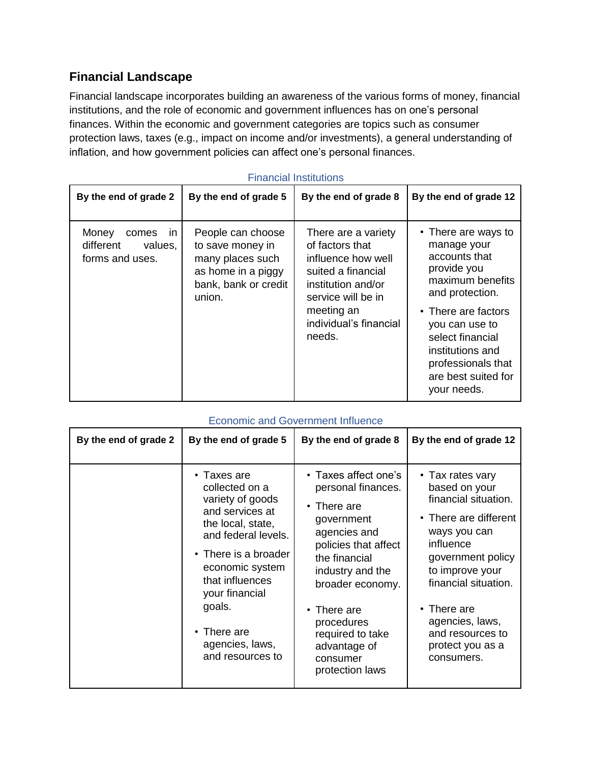## Financial Landscape

Financial landscape incorporates building an awareness of the various forms of money, financial institutions, and the role of economic and government influences has on one's personal finances. Within the economic and government categories are topics such as consumer protection laws, taxes (e.g., impact on income and/or investments), a general understanding of inflation, and how government policies can affect one's personal finances.

Financial Institutions

| By the end of grade 2 | By the end of grade 5 | By the end of grade 8 | By the end of grade 12 |
|---|---|---|---|
| Money comes in different values, forms and uses. | People can choose to save money in many places such as home in a piggy bank, bank or credit union. | There are a variety of factors that influence how well suited a financial institution and/or service will be in meeting an individual's financial needs. | • There are ways to manage your accounts that provide you maximum benefits and protection.<br>• There are factors you can use to select financial institutions and professionals that are best suited for your needs. |

Economic and Government Influence

| By the end of grade 2 | By the end of grade 5 | By the end of grade 8 | By the end of grade 12 |
|---|---|---|---|
| | • Taxes are collected on a variety of goods and services at the local, state, and federal levels.<br>• There is a broader economic system that influences your financial goals.<br>• There are agencies, laws, and resources to | • Taxes affect one's personal finances.<br>• There are government agencies and policies that affect the financial industry and the broader economy.<br>• There are procedures required to take advantage of consumer protection laws | • Tax rates vary based on your financial situation.<br>• There are different ways you can influence government policy to improve your financial situation.<br>• There are agencies, laws, and resources to protect you as a consumers. |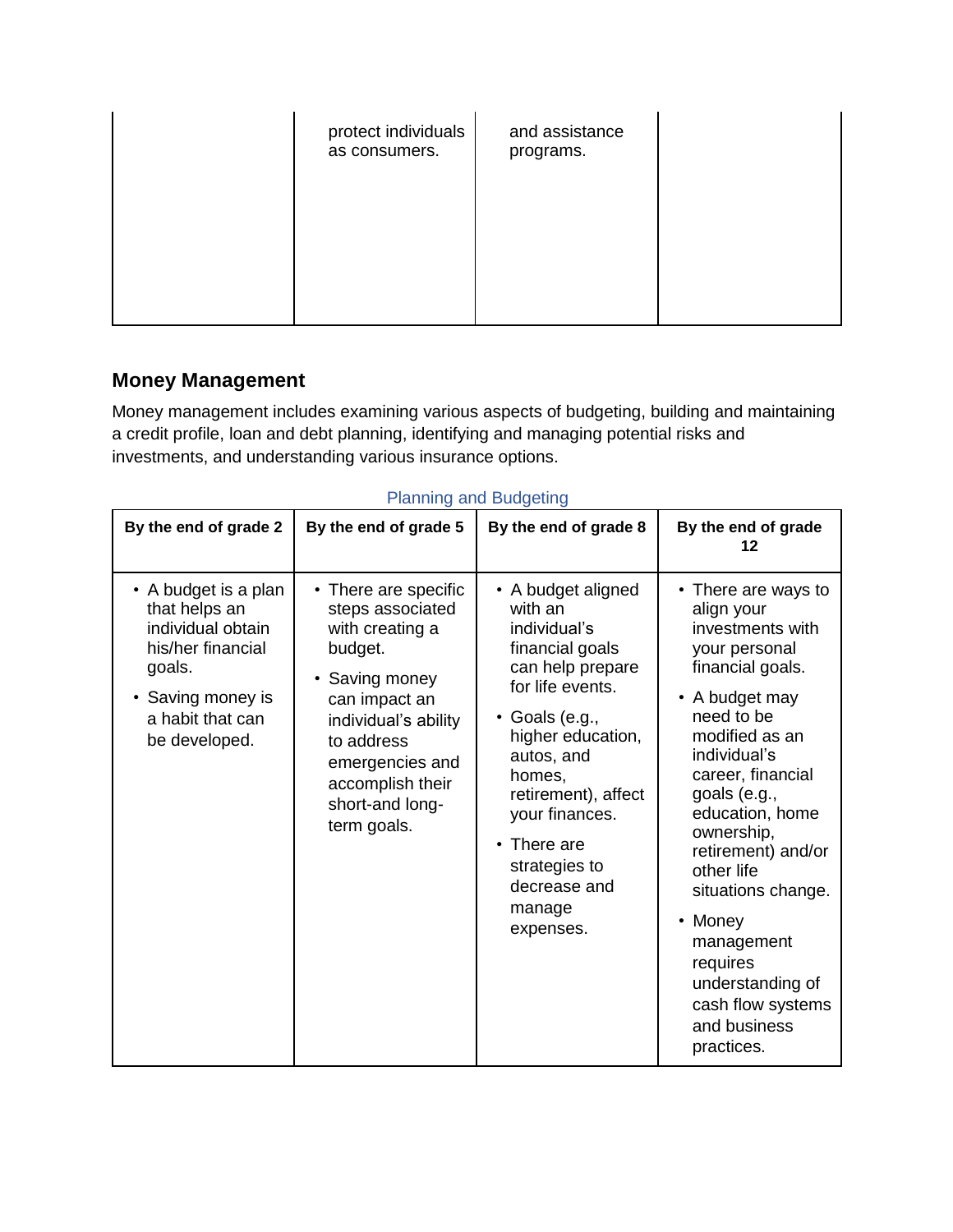| | | | |
|---|---|---|---|
| | protect individuals as consumers. | and assistance programs. | |

## Money Management

Money management includes examining various aspects of budgeting, building and maintaining a credit profile, loan and debt planning, identifying and managing potential risks and investments, and understanding various insurance options.

Planning and Budgeting

| By the end of grade 2 | By the end of grade 5 | By the end of grade 8 | By the end of grade 12 |
|---|---|---|---|
| • A budget is a plan that helps an individual obtain his/her financial goals.<br>• Saving money is a habit that can be developed. | • There are specific steps associated with creating a budget.<br>• Saving money can impact an individual's ability to address emergencies and accomplish their short-and long-term goals. | • A budget aligned with an individual's financial goals can help prepare for life events.<br>• Goals (e.g., higher education, autos, and homes, retirement), affect your finances.<br>• There are strategies to decrease and manage expenses. | • There are ways to align your investments with your personal financial goals.<br>• A budget may need to be modified as an individual's career, financial goals (e.g., education, home ownership, retirement) and/or other life situations change.<br>• Money management requires understanding of cash flow systems and business practices. |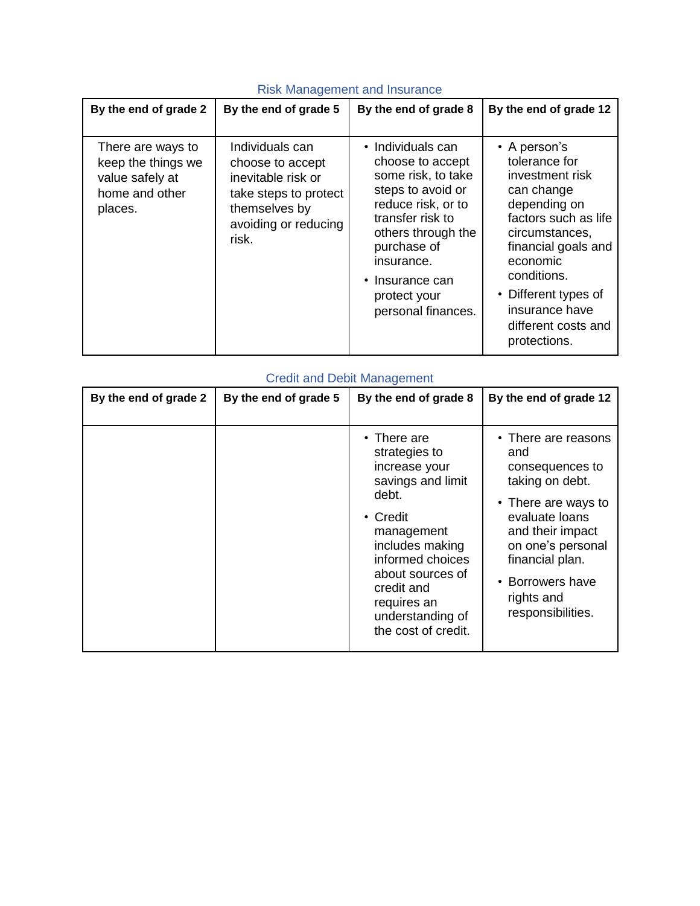## Risk Management and Insurance

| By the end of grade 2 | By the end of grade 5 | By the end of grade 8 | By the end of grade 12 |
|---|---|---|---|
| There are ways to keep the things we value safely at home and other places. | Individuals can choose to accept inevitable risk or take steps to protect themselves by avoiding or reducing risk. | • Individuals can choose to accept some risk, to take steps to avoid or reduce risk, or to transfer risk to others through the purchase of insurance.<br>• Insurance can protect your personal finances. | • A person's tolerance for investment risk can change depending on factors such as life circumstances, financial goals and economic conditions.<br>• Different types of insurance have different costs and protections. |

## Credit and Debit Management

| By the end of grade 2 | By the end of grade 5 | By the end of grade 8 | By the end of grade 12 |
|---|---|---|---|
| | | • There are strategies to increase your savings and limit debt.<br>• Credit management includes making informed choices about sources of credit and requires an understanding of the cost of credit. | • There are reasons and consequences to taking on debt.<br>• There are ways to evaluate loans and their impact on one's personal financial plan.<br>• Borrowers have rights and responsibilities. |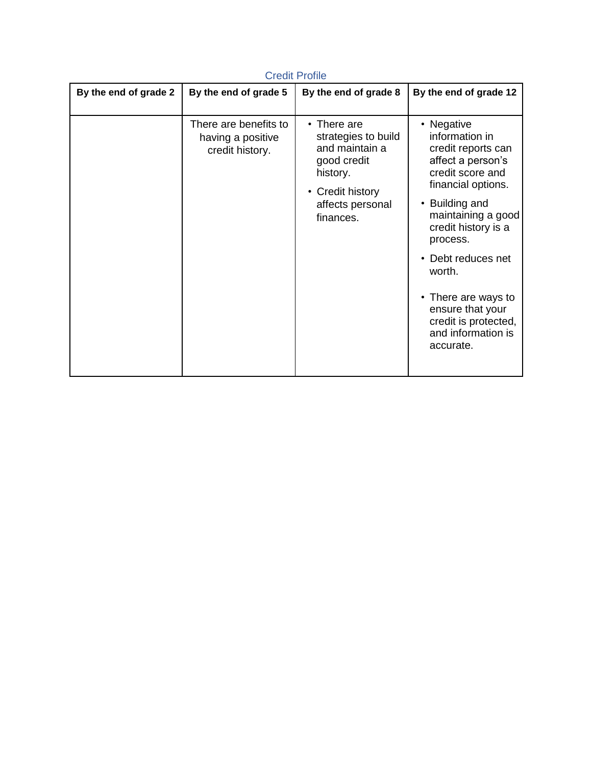Credit Profile

| By the end of grade 2 | By the end of grade 5 | By the end of grade 8 | By the end of grade 12 |
|---|---|---|---|
| | There are benefits to having a positive credit history. | • There are strategies to build and maintain a good credit history.<br>• Credit history affects personal finances. | • Negative information in credit reports can affect a person's credit score and financial options.<br>• Building and maintaining a good credit history is a process.<br>• Debt reduces net worth.<br>• There are ways to ensure that your credit is protected, and information is accurate. |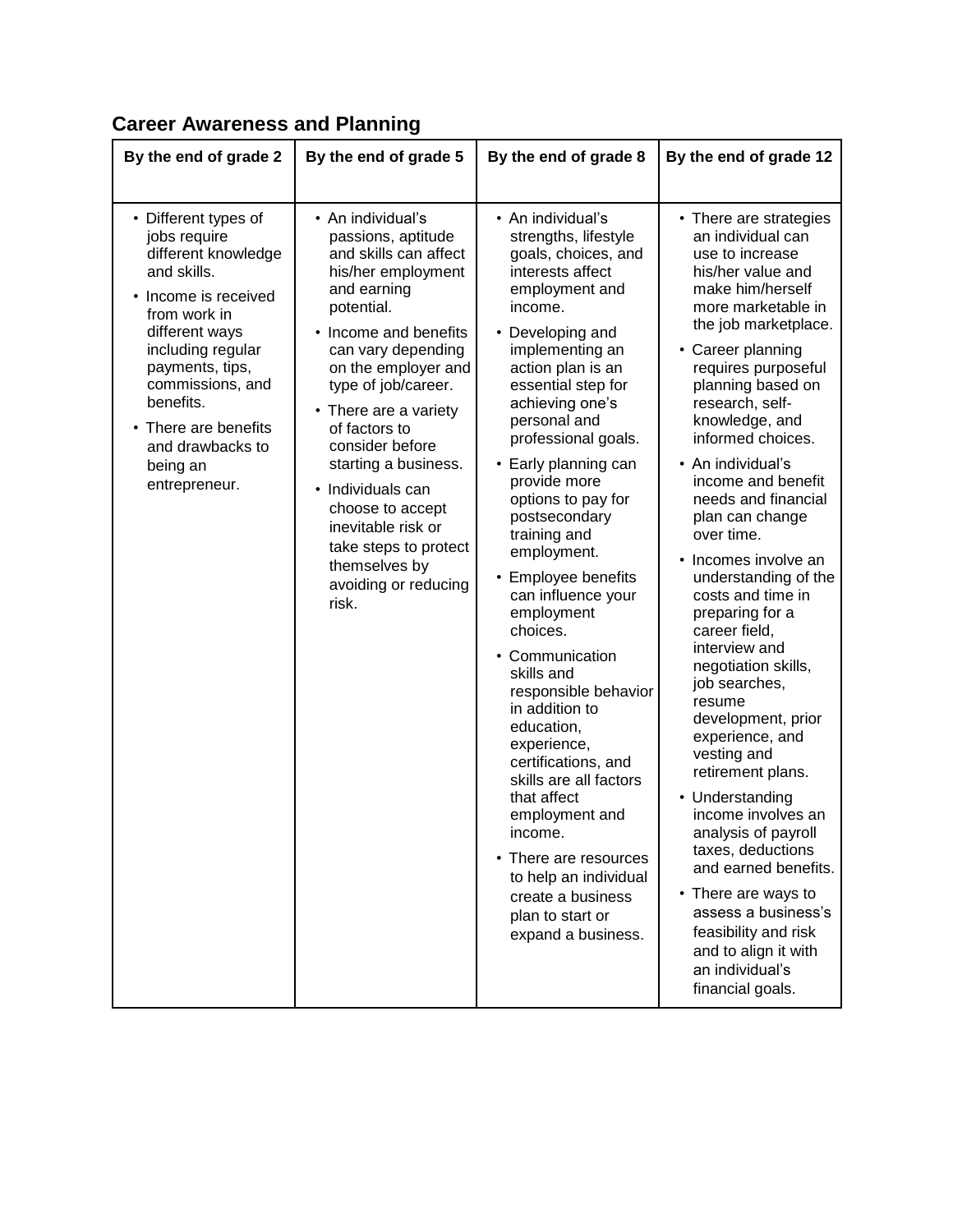## Career Awareness and Planning

| By the end of grade 2 | By the end of grade 5 | By the end of grade 8 | By the end of grade 12 |
|---|---|---|---|
| • Different types of jobs require different knowledge and skills.<br>• Income is received from work in different ways including regular payments, tips, commissions, and benefits.<br>• There are benefits and drawbacks to being an entrepreneur. | • An individual's passions, aptitude and skills can affect his/her employment and earning potential.<br>• Income and benefits can vary depending on the employer and type of job/career.<br>• There are a variety of factors to consider before starting a business.<br>• Individuals can choose to accept inevitable risk or take steps to protect themselves by avoiding or reducing risk. | • An individual's strengths, lifestyle goals, choices, and interests affect employment and income.<br>• Developing and implementing an action plan is an essential step for achieving one's personal and professional goals.<br>• Early planning can provide more options to pay for postsecondary training and employment.<br>• Employee benefits can influence your employment choices.<br>• Communication skills and responsible behavior in addition to education, experience, certifications, and skills are all factors that affect employment and income.<br>• There are resources to help an individual create a business plan to start or expand a business. | • There are strategies an individual can use to increase his/her value and make him/herself more marketable in the job marketplace.<br>• Career planning requires purposeful planning based on research, self-knowledge, and informed choices.<br>• An individual's income and benefit needs and financial plan can change over time.<br>• Incomes involve an understanding of the costs and time in preparing for a career field, interview and negotiation skills, job searches, resume development, prior experience, and vesting and retirement plans.<br>• Understanding income involves an analysis of payroll taxes, deductions and earned benefits.<br>• There are ways to assess a business's feasibility and risk and to align it with an individual's financial goals. |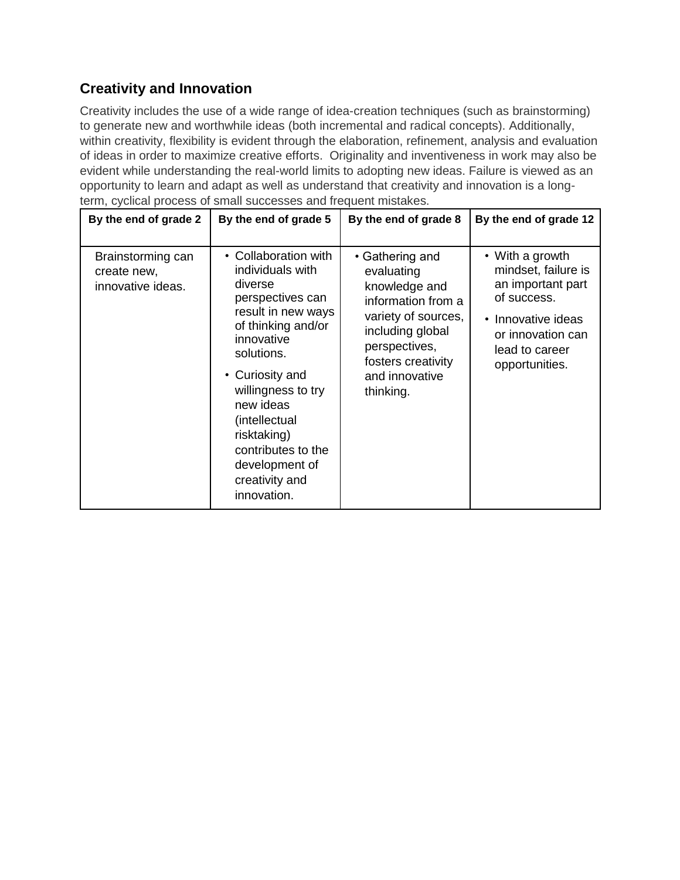## Creativity and Innovation

Creativity includes the use of a wide range of idea-creation techniques (such as brainstorming) to generate new and worthwhile ideas (both incremental and radical concepts). Additionally, within creativity, flexibility is evident through the elaboration, refinement, analysis and evaluation of ideas in order to maximize creative efforts. Originality and inventiveness in work may also be evident while understanding the real-world limits to adopting new ideas. Failure is viewed as an opportunity to learn and adapt as well as understand that creativity and innovation is a long-term, cyclical process of small successes and frequent mistakes.

| By the end of grade 2 | By the end of grade 5 | By the end of grade 8 | By the end of grade 12 |
|---|---|---|---|
| Brainstorming can create new, innovative ideas. | • Collaboration with individuals with diverse perspectives can result in new ways of thinking and/or innovative solutions.<br>• Curiosity and willingness to try new ideas (intellectual risktaking) contributes to the development of creativity and innovation. | • Gathering and evaluating knowledge and information from a variety of sources, including global perspectives, fosters creativity and innovative thinking. | • With a growth mindset, failure is an important part of success.<br>• Innovative ideas or innovation can lead to career opportunities. |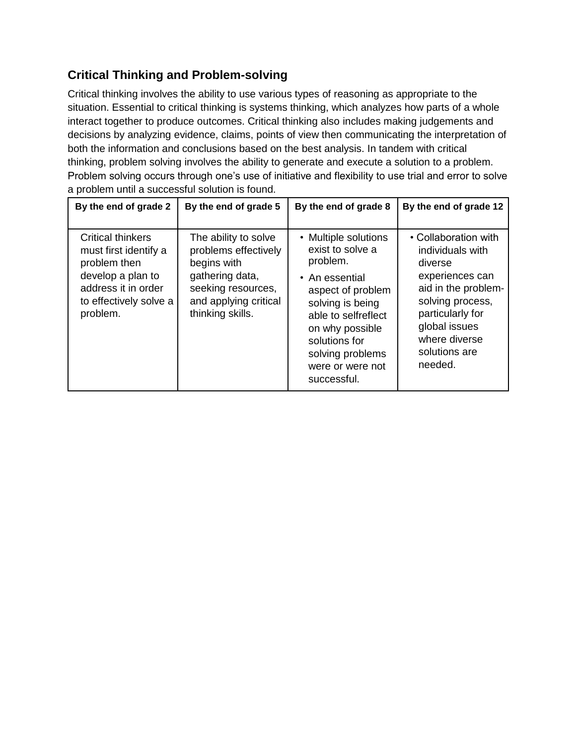## Critical Thinking and Problem-solving

Critical thinking involves the ability to use various types of reasoning as appropriate to the situation. Essential to critical thinking is systems thinking, which analyzes how parts of a whole interact together to produce outcomes. Critical thinking also includes making judgements and decisions by analyzing evidence, claims, points of view then communicating the interpretation of both the information and conclusions based on the best analysis. In tandem with critical thinking, problem solving involves the ability to generate and execute a solution to a problem. Problem solving occurs through one's use of initiative and flexibility to use trial and error to solve a problem until a successful solution is found.

| By the end of grade 2 | By the end of grade 5 | By the end of grade 8 | By the end of grade 12 |
|---|---|---|---|
| Critical thinkers must first identify a problem then develop a plan to address it in order to effectively solve a problem. | The ability to solve problems effectively begins with gathering data, seeking resources, and applying critical thinking skills. | • Multiple solutions exist to solve a problem.<br>• An essential aspect of problem solving is being able to selfreflect on why possible solutions for solving problems were or were not successful. | • Collaboration with individuals with diverse experiences can aid in the problem-solving process, particularly for global issues where diverse solutions are needed. |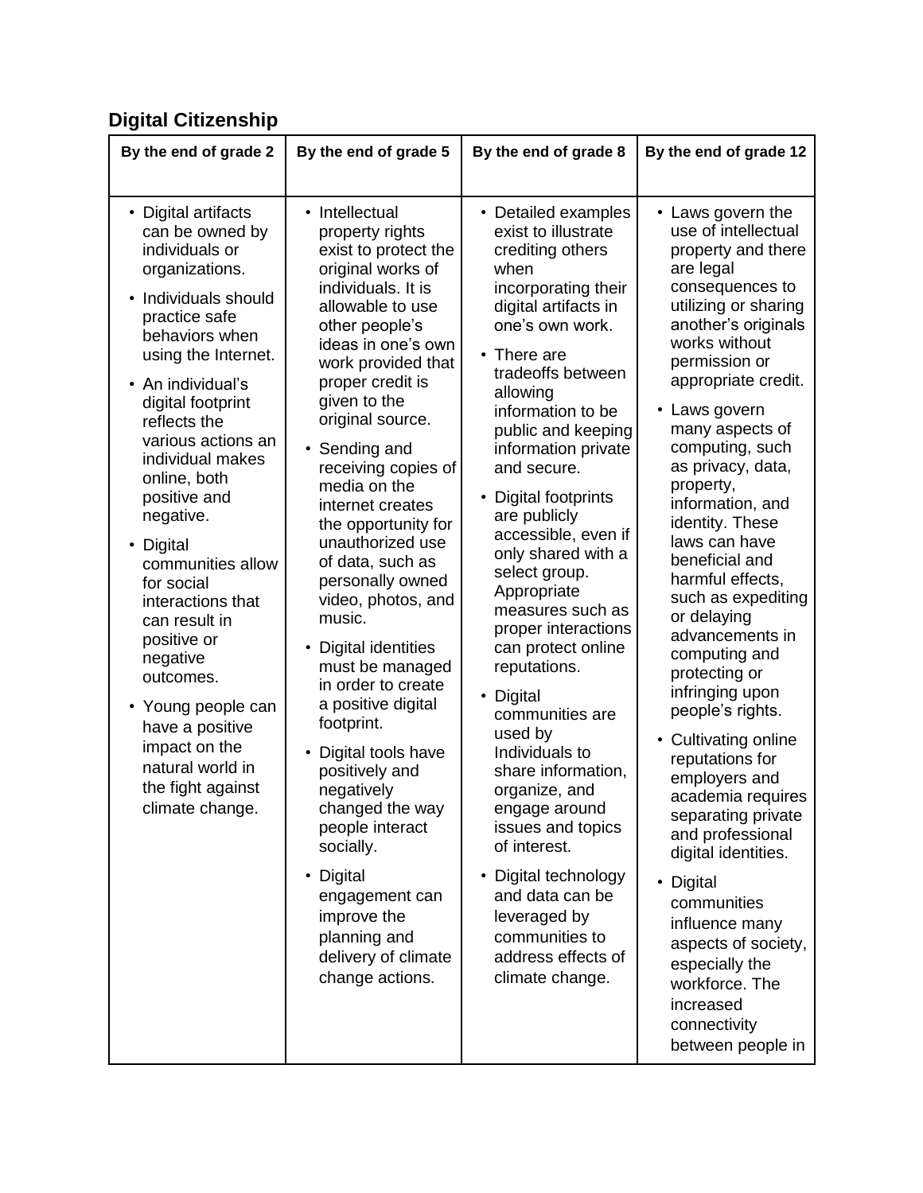## Digital Citizenship

| By the end of grade 2 | By the end of grade 5 | By the end of grade 8 | By the end of grade 12 |
|---|---|---|---|
| • Digital artifacts can be owned by individuals or organizations.<br>• Individuals should practice safe behaviors when using the Internet.<br>• An individual's digital footprint reflects the various actions an individual makes online, both positive and negative.<br>• Digital communities allow for social interactions that can result in positive or negative outcomes.<br>• Young people can have a positive impact on the natural world in the fight against climate change. | • Intellectual property rights exist to protect the original works of individuals. It is allowable to use other people's ideas in one's own work provided that proper credit is given to the original source.<br>• Sending and receiving copies of media on the internet creates the opportunity for unauthorized use of data, such as personally owned video, photos, and music.<br>• Digital identities must be managed in order to create a positive digital footprint.<br>• Digital tools have positively and negatively changed the way people interact socially.<br>• Digital engagement can improve the planning and delivery of climate change actions. | • Detailed examples exist to illustrate crediting others when incorporating their digital artifacts in one's own work.<br>• There are tradeoffs between allowing information to be public and keeping information private and secure.<br>• Digital footprints are publicly accessible, even if only shared with a select group. Appropriate measures such as proper interactions can protect online reputations.<br>• Digital communities are used by Individuals to share information, organize, and engage around issues and topics of interest.<br>• Digital technology and data can be leveraged by communities to address effects of climate change. | • Laws govern the use of intellectual property and there are legal consequences to utilizing or sharing another's originals works without permission or appropriate credit.<br>• Laws govern many aspects of computing, such as privacy, data, property, information, and identity. These laws can have beneficial and harmful effects, such as expediting or delaying advancements in computing and protecting or infringing upon people's rights.<br>• Cultivating online reputations for employers and academia requires separating private and professional digital identities.<br>• Digital communities influence many aspects of society, especially the workforce. The increased connectivity between people in |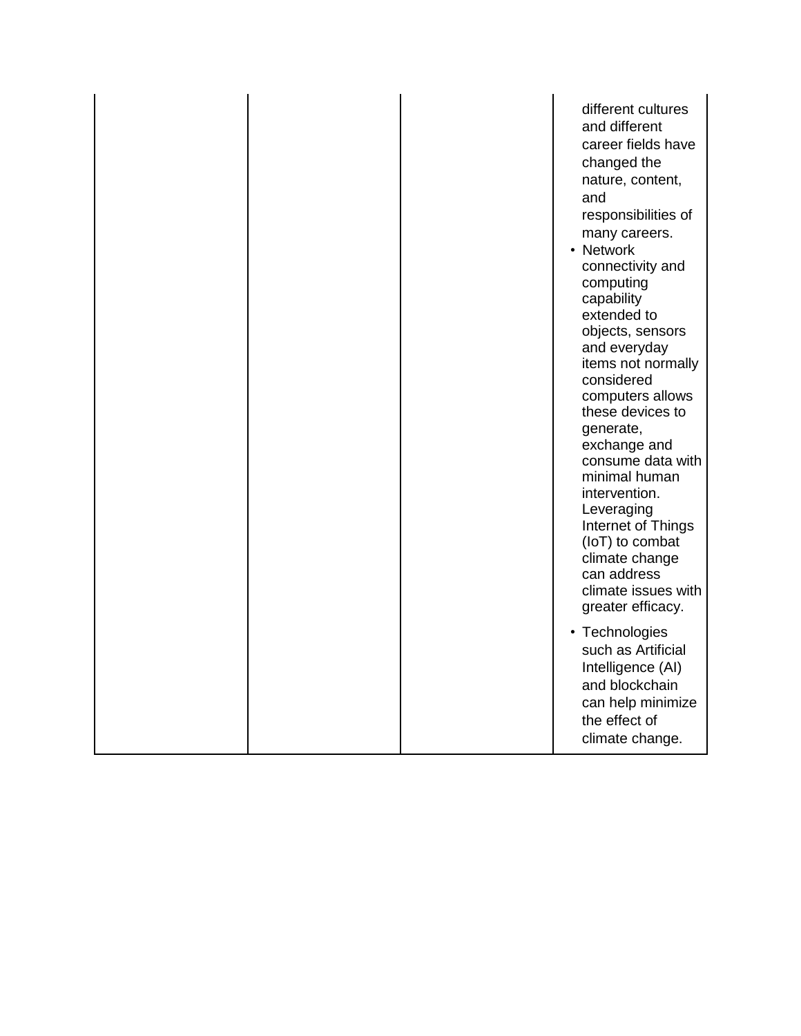| | | | |
|---|---|---|---|
| | | | different cultures and different career fields have changed the nature, content, and responsibilities of many careers.<br>• Network connectivity and computing capability extended to objects, sensors and everyday items not normally considered computers allows these devices to generate, exchange and consume data with minimal human intervention. Leveraging Internet of Things (IoT) to combat climate change can address climate issues with greater efficacy.<br>• Technologies such as Artificial Intelligence (AI) and blockchain can help minimize the effect of climate change. |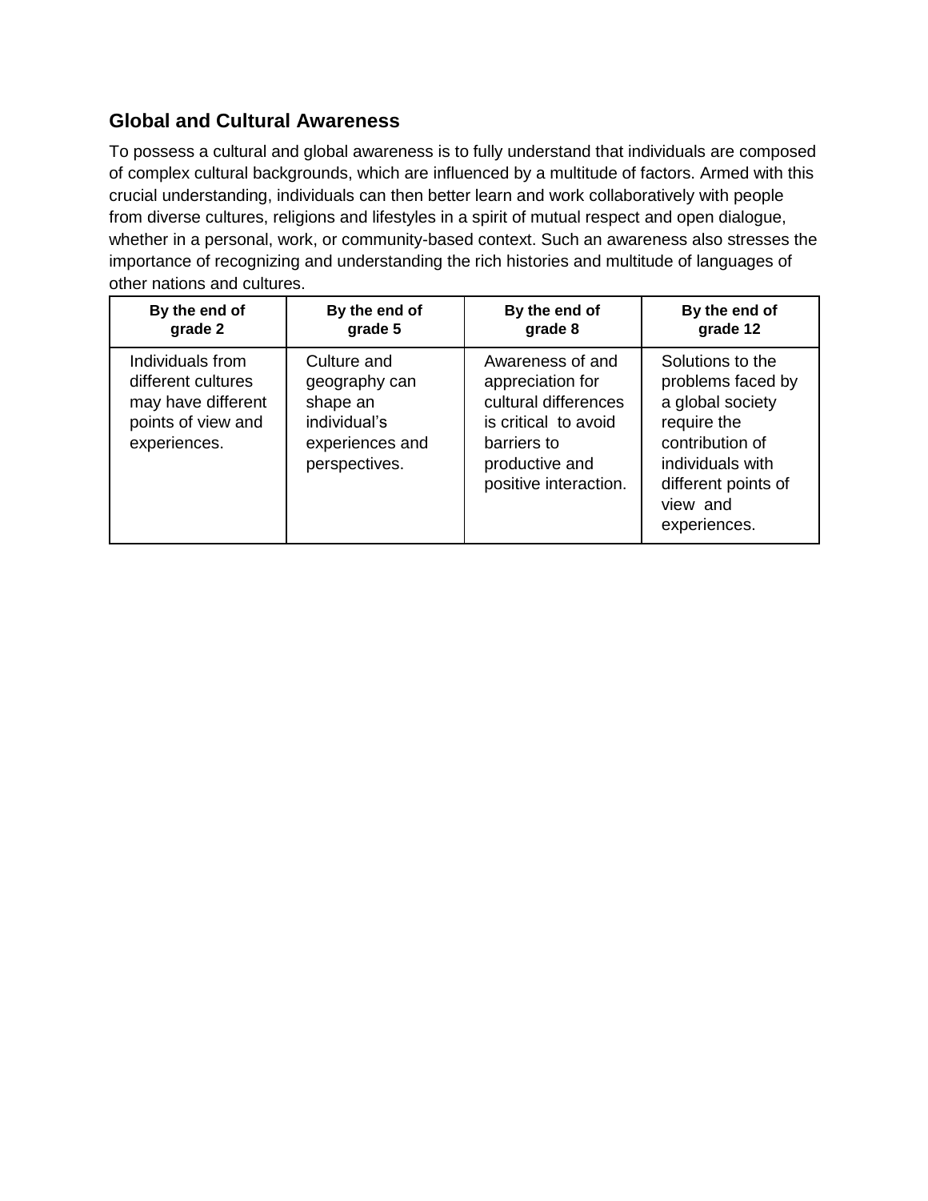## Global and Cultural Awareness

To possess a cultural and global awareness is to fully understand that individuals are composed of complex cultural backgrounds, which are influenced by a multitude of factors. Armed with this crucial understanding, individuals can then better learn and work collaboratively with people from diverse cultures, religions and lifestyles in a spirit of mutual respect and open dialogue, whether in a personal, work, or community-based context. Such an awareness also stresses the importance of recognizing and understanding the rich histories and multitude of languages of other nations and cultures.

| By the end of grade 2 | By the end of grade 5 | By the end of grade 8 | By the end of grade 12 |
|---|---|---|---|
| Individuals from different cultures may have different points of view and experiences. | Culture and geography can shape an individual's experiences and perspectives. | Awareness of and appreciation for cultural differences is critical to avoid barriers to productive and positive interaction. | Solutions to the problems faced by a global society require the contribution of individuals with different points of view and experiences. |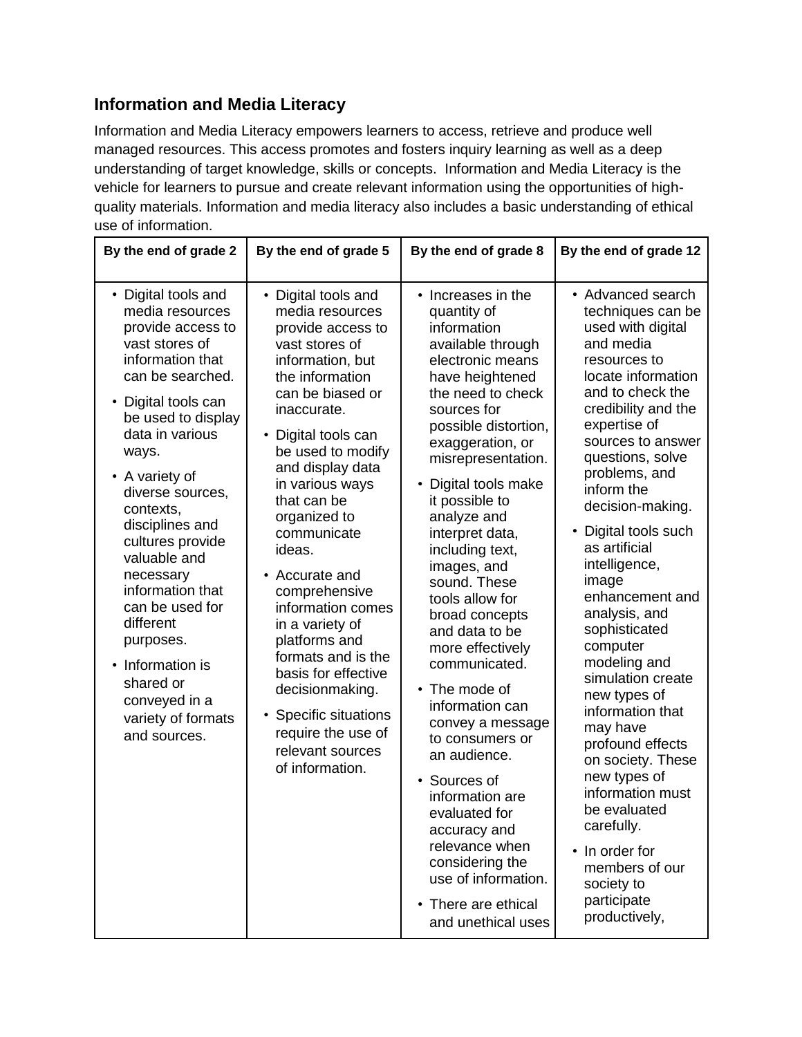## Information and Media Literacy

Information and Media Literacy empowers learners to access, retrieve and produce well managed resources. This access promotes and fosters inquiry learning as well as a deep understanding of target knowledge, skills or concepts. Information and Media Literacy is the vehicle for learners to pursue and create relevant information using the opportunities of high-quality materials. Information and media literacy also includes a basic understanding of ethical use of information.

| By the end of grade 2 | By the end of grade 5 | By the end of grade 8 | By the end of grade 12 |
|---|---|---|---|
| • Digital tools and media resources provide access to vast stores of information that can be searched.<br>• Digital tools can be used to display data in various ways.<br>• A variety of diverse sources, contexts, disciplines and cultures provide valuable and necessary information that can be used for different purposes.<br>• Information is shared or conveyed in a variety of formats and sources. | • Digital tools and media resources provide access to vast stores of information, but the information can be biased or inaccurate.<br>• Digital tools can be used to modify and display data in various ways that can be organized to communicate ideas.<br>• Accurate and comprehensive information comes in a variety of platforms and formats and is the basis for effective decisionmaking.<br>• Specific situations require the use of relevant sources of information. | • Increases in the quantity of information available through electronic means have heightened the need to check sources for possible distortion, exaggeration, or misrepresentation.<br>• Digital tools make it possible to analyze and interpret data, including text, images, and sound. These tools allow for broad concepts and data to be more effectively communicated.<br>• The mode of information can convey a message to consumers or an audience.<br>• Sources of information are evaluated for accuracy and relevance when considering the use of information.<br>• There are ethical and unethical uses | • Advanced search techniques can be used with digital and media resources to locate information and to check the credibility and the expertise of sources to answer questions, solve problems, and inform the decision-making.<br>• Digital tools such as artificial intelligence, image enhancement and analysis, and sophisticated computer modeling and simulation create new types of information that may have profound effects on society. These new types of information must be evaluated carefully.<br>• In order for members of our society to participate productively, |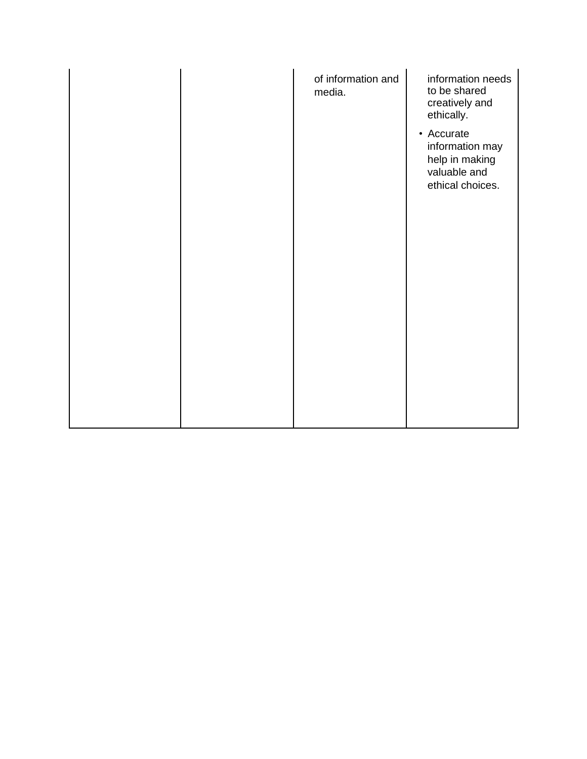| | | | |
|---|---|---|---|
| | | of information and media. | information needs to be shared creatively and ethically.<br>• Accurate information may help in making valuable and ethical choices. |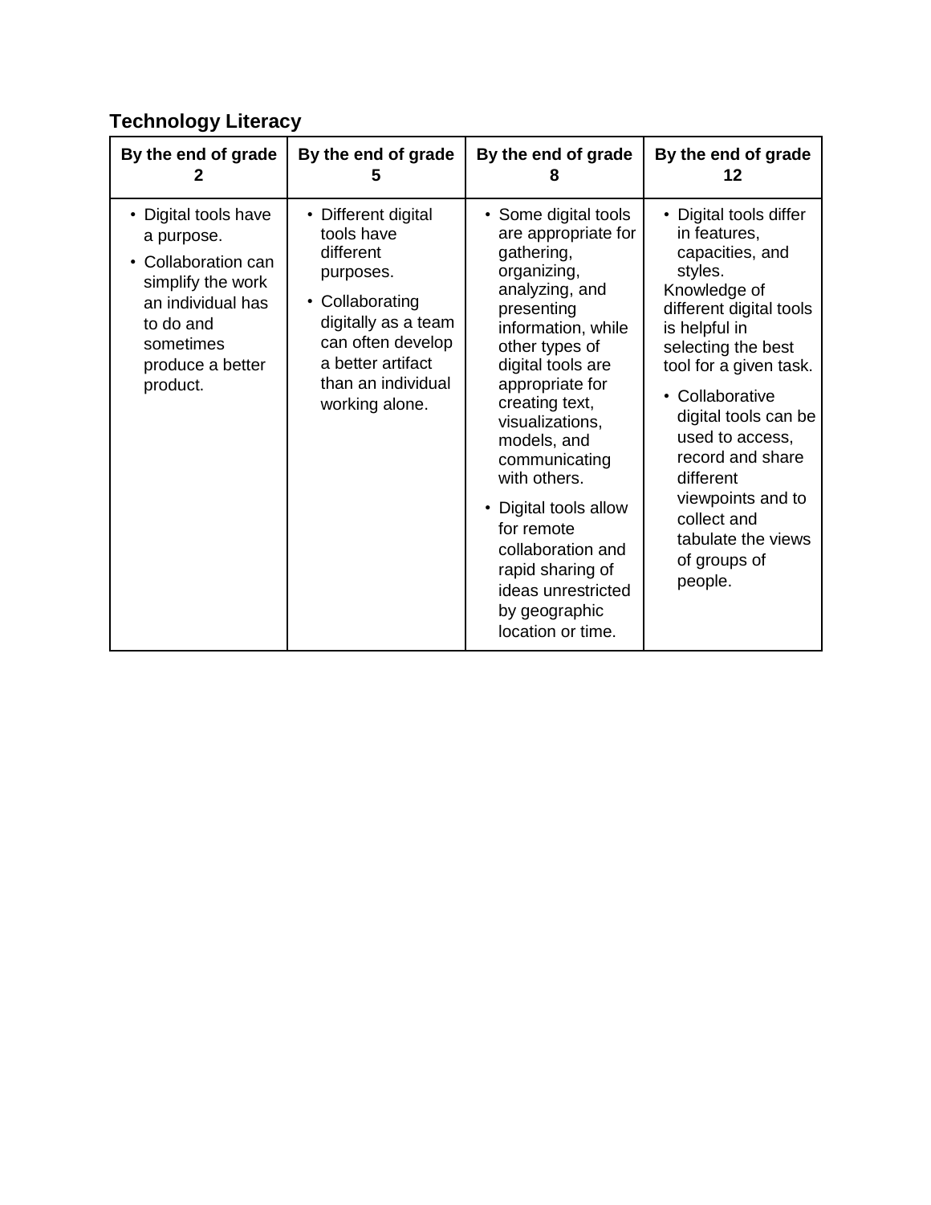### Technology Literacy

| By the end of grade 2 | By the end of grade 5 | By the end of grade 8 | By the end of grade 12 |
|---|---|---|---|
| • Digital tools have a purpose.<br>• Collaboration can simplify the work an individual has to do and sometimes produce a better product. | • Different digital tools have different purposes.<br>• Collaborating digitally as a team can often develop a better artifact than an individual working alone. | • Some digital tools are appropriate for gathering, organizing, analyzing, and presenting information, while other types of digital tools are appropriate for creating text, visualizations, models, and communicating with others.<br>• Digital tools allow for remote collaboration and rapid sharing of ideas unrestricted by geographic location or time. | • Digital tools differ in features, capacities, and styles. Knowledge of different digital tools is helpful in selecting the best tool for a given task.<br>• Collaborative digital tools can be used to access, record and share different viewpoints and to collect and tabulate the views of groups of people. |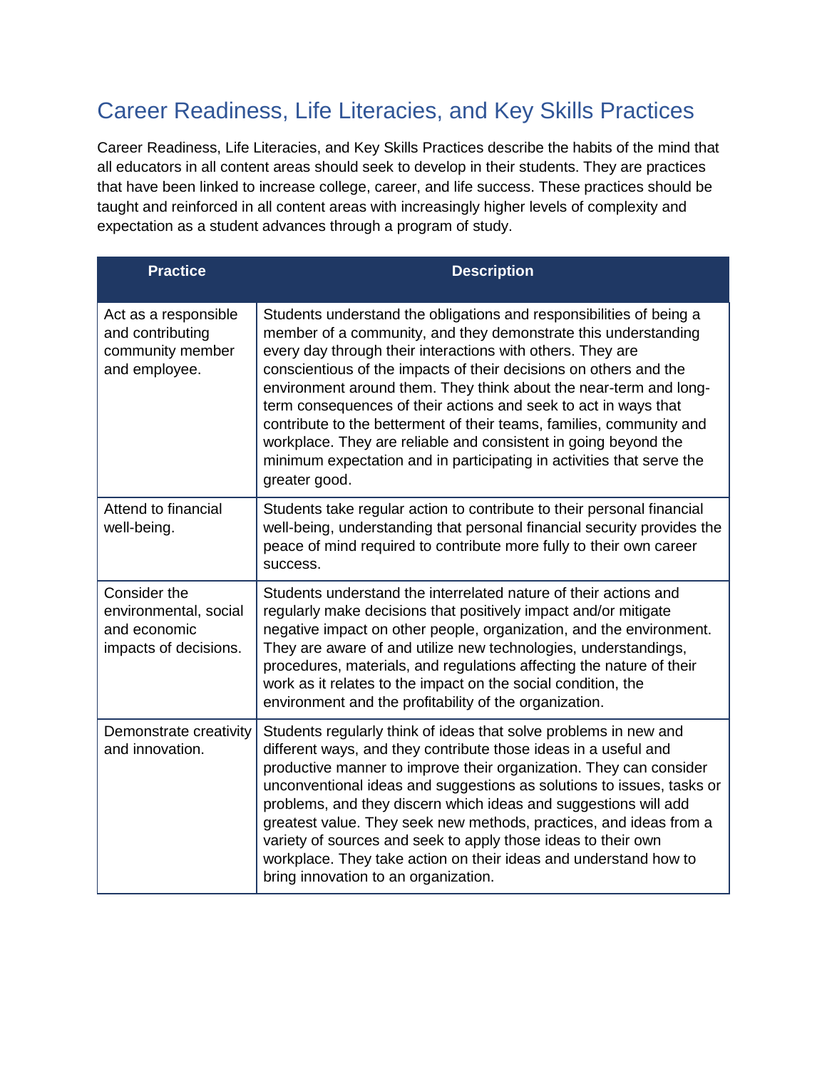## Career Readiness, Life Literacies, and Key Skills Practices

Career Readiness, Life Literacies, and Key Skills Practices describe the habits of the mind that all educators in all content areas should seek to develop in their students. They are practices that have been linked to increase college, career, and life success. These practices should be taught and reinforced in all content areas with increasingly higher levels of complexity and expectation as a student advances through a program of study.

| Practice | Description |
|---|---|
| Act as a responsible and contributing community member and employee. | Students understand the obligations and responsibilities of being a member of a community, and they demonstrate this understanding every day through their interactions with others. They are conscientious of the impacts of their decisions on others and the environment around them. They think about the near-term and long-term consequences of their actions and seek to act in ways that contribute to the betterment of their teams, families, community and workplace. They are reliable and consistent in going beyond the minimum expectation and in participating in activities that serve the greater good. |
| Attend to financial well-being. | Students take regular action to contribute to their personal financial well-being, understanding that personal financial security provides the peace of mind required to contribute more fully to their own career success. |
| Consider the environmental, social and economic impacts of decisions. | Students understand the interrelated nature of their actions and regularly make decisions that positively impact and/or mitigate negative impact on other people, organization, and the environment. They are aware of and utilize new technologies, understandings, procedures, materials, and regulations affecting the nature of their work as it relates to the impact on the social condition, the environment and the profitability of the organization. |
| Demonstrate creativity and innovation. | Students regularly think of ideas that solve problems in new and different ways, and they contribute those ideas in a useful and productive manner to improve their organization. They can consider unconventional ideas and suggestions as solutions to issues, tasks or problems, and they discern which ideas and suggestions will add greatest value. They seek new methods, practices, and ideas from a variety of sources and seek to apply those ideas to their own workplace. They take action on their ideas and understand how to bring innovation to an organization. |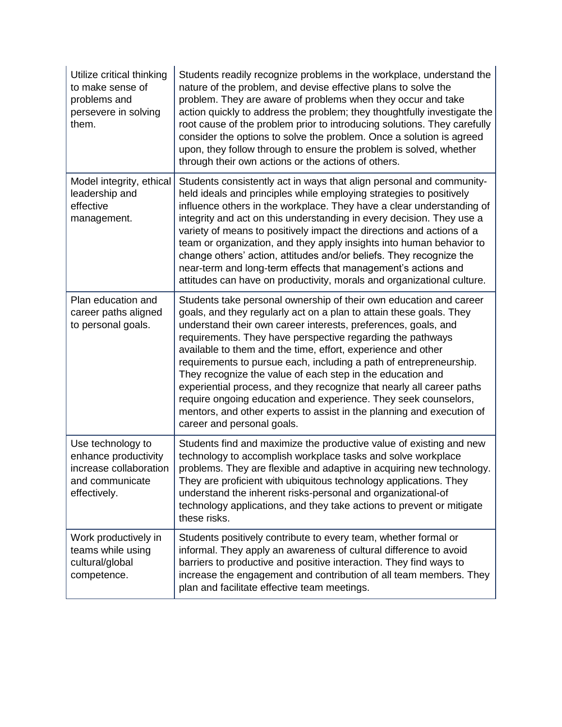| | |
|---|---|
| Utilize critical thinking to make sense of problems and persevere in solving them. | Students readily recognize problems in the workplace, understand the nature of the problem, and devise effective plans to solve the problem. They are aware of problems when they occur and take action quickly to address the problem; they thoughtfully investigate the root cause of the problem prior to introducing solutions. They carefully consider the options to solve the problem. Once a solution is agreed upon, they follow through to ensure the problem is solved, whether through their own actions or the actions of others. |
| Model integrity, ethical leadership and effective management. | Students consistently act in ways that align personal and community-held ideals and principles while employing strategies to positively influence others in the workplace. They have a clear understanding of integrity and act on this understanding in every decision. They use a variety of means to positively impact the directions and actions of a team or organization, and they apply insights into human behavior to change others' action, attitudes and/or beliefs. They recognize the near-term and long-term effects that management's actions and attitudes can have on productivity, morals and organizational culture. |
| Plan education and career paths aligned to personal goals. | Students take personal ownership of their own education and career goals, and they regularly act on a plan to attain these goals. They understand their own career interests, preferences, goals, and requirements. They have perspective regarding the pathways available to them and the time, effort, experience and other requirements to pursue each, including a path of entrepreneurship. They recognize the value of each step in the education and experiential process, and they recognize that nearly all career paths require ongoing education and experience. They seek counselors, mentors, and other experts to assist in the planning and execution of career and personal goals. |
| Use technology to enhance productivity increase collaboration and communicate effectively. | Students find and maximize the productive value of existing and new technology to accomplish workplace tasks and solve workplace problems. They are flexible and adaptive in acquiring new technology. They are proficient with ubiquitous technology applications. They understand the inherent risks-personal and organizational-of technology applications, and they take actions to prevent or mitigate these risks. |
| Work productively in teams while using cultural/global competence. | Students positively contribute to every team, whether formal or informal. They apply an awareness of cultural difference to avoid barriers to productive and positive interaction. They find ways to increase the engagement and contribution of all team members. They plan and facilitate effective team meetings. |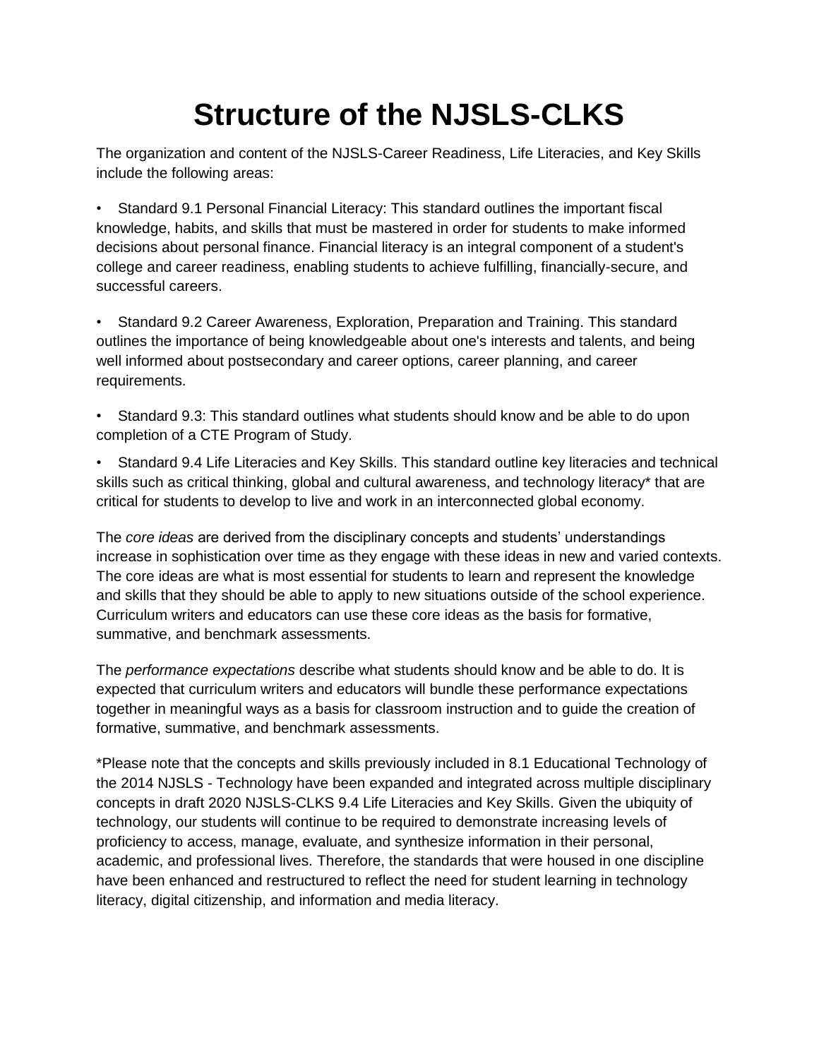# Structure of the NJSLS-CLKS

The organization and content of the NJSLS-Career Readiness, Life Literacies, and Key Skills include the following areas:

- Standard 9.1 Personal Financial Literacy: This standard outlines the important fiscal knowledge, habits, and skills that must be mastered in order for students to make informed decisions about personal finance. Financial literacy is an integral component of a student's college and career readiness, enabling students to achieve fulfilling, financially-secure, and successful careers.

- Standard 9.2 Career Awareness, Exploration, Preparation and Training. This standard outlines the importance of being knowledgeable about one's interests and talents, and being well informed about postsecondary and career options, career planning, and career requirements.

- Standard 9.3: This standard outlines what students should know and be able to do upon completion of a CTE Program of Study.

- Standard 9.4 Life Literacies and Key Skills. This standard outline key literacies and technical skills such as critical thinking, global and cultural awareness, and technology literacy* that are critical for students to develop to live and work in an interconnected global economy.

The *core ideas* are derived from the disciplinary concepts and students' understandings increase in sophistication over time as they engage with these ideas in new and varied contexts. The core ideas are what is most essential for students to learn and represent the knowledge and skills that they should be able to apply to new situations outside of the school experience. Curriculum writers and educators can use these core ideas as the basis for formative, summative, and benchmark assessments.

The *performance expectations* describe what students should know and be able to do. It is expected that curriculum writers and educators will bundle these performance expectations together in meaningful ways as a basis for classroom instruction and to guide the creation of formative, summative, and benchmark assessments.

*Please note that the concepts and skills previously included in 8.1 Educational Technology of the 2014 NJSLS - Technology have been expanded and integrated across multiple disciplinary concepts in draft 2020 NJSLS-CLKS 9.4 Life Literacies and Key Skills. Given the ubiquity of technology, our students will continue to be required to demonstrate increasing levels of proficiency to access, manage, evaluate, and synthesize information in their personal, academic, and professional lives. Therefore, the standards that were housed in one discipline have been enhanced and restructured to reflect the need for student learning in technology literacy, digital citizenship, and information and media literacy.